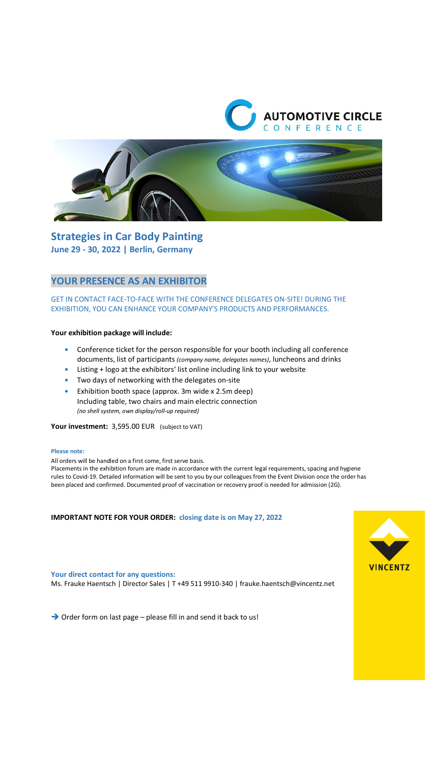AUTOMOTIVE CIRCLE
CONFERENCE

# Strategies in Car Body Painting

**June 29 - 30, 2022 | Berlin, Germany**

## YOUR PRESENCE AS AN EXHIBITOR

GET IN CONTACT FACE-TO-FACE WITH THE CONFERENCE DELEGATES ON-SITE! DURING THE EXHIBITION, YOU CAN ENHANCE YOUR COMPANY'S PRODUCTS AND PERFORMANCES.

**Your exhibition package will include:**

- Conference ticket for the person responsible for your booth including all conference documents, list of participants *(company name, delegates names)*, luncheons and drinks
- Listing + logo at the exhibitors' list online including link to your website
- Two days of networking with the delegates on-site
- Exhibition booth space (approx. 3m wide x 2.5m deep)
  Including table, two chairs and main electric connection
  *(no shell system, own display/roll-up required)*

**Your investment:** 3,595.00 EUR (subject to VAT)

**Please note:**

All orders will be handled on a first come, first serve basis.
Placements in the exhibition forum are made in accordance with the current legal requirements, spacing and hygiene rules to Covid-19. Detailed information will be sent to you by our colleagues from the Event Division once the order has been placed and confirmed. Documented proof of vaccination or recovery proof is needed for admission (2G).

**IMPORTANT NOTE FOR YOUR ORDER: closing date is on May 27, 2022**

**Your direct contact for any questions:**
Ms. Frauke Haentsch | Director Sales | T +49 511 9910-340 | frauke.haentsch@vincentz.net

➔ Order form on last page – please fill in and send it back to us!

VINCENTZ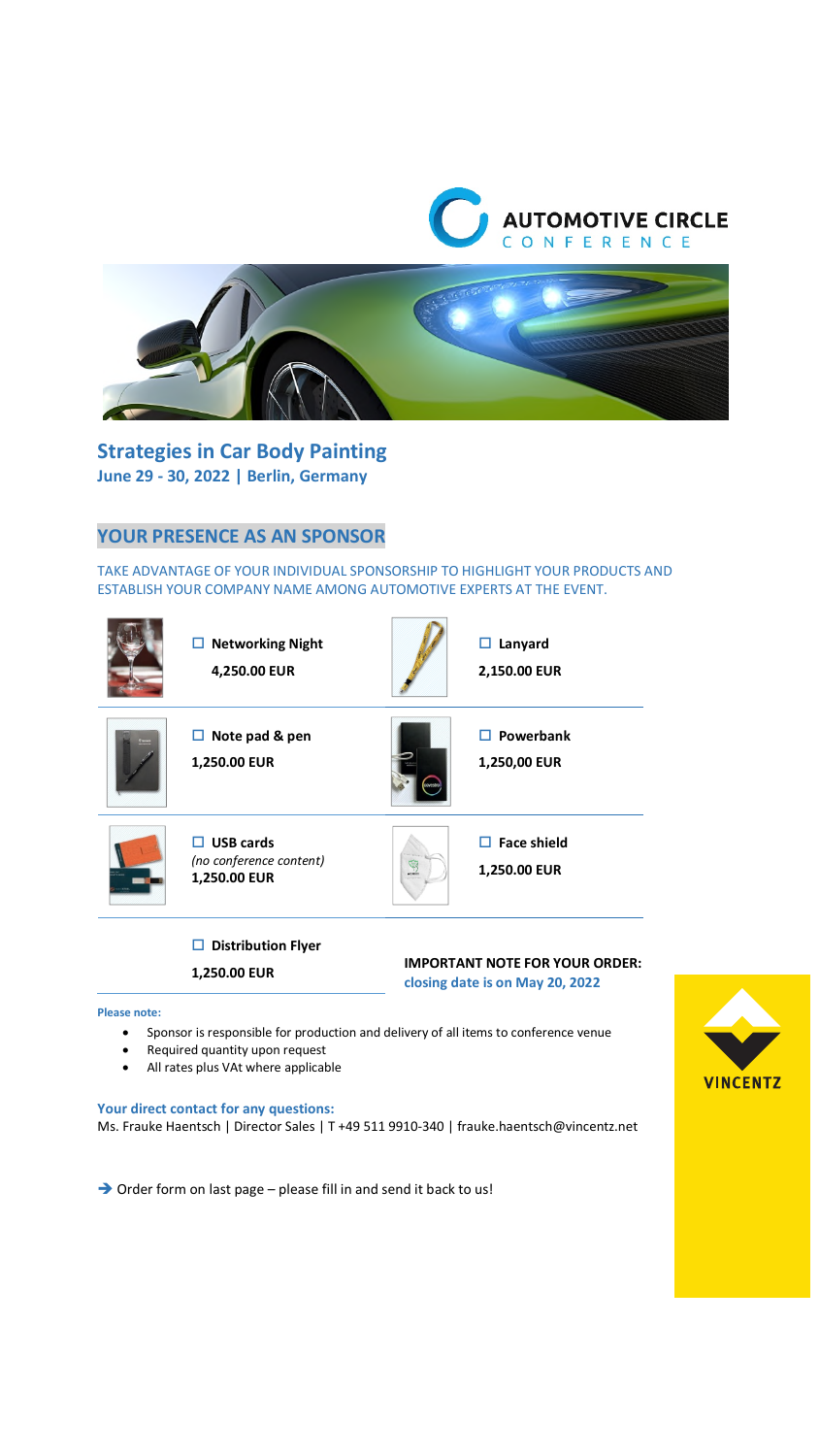AUTOMOTIVE CIRCLE
CONFERENCE

## Strategies in Car Body Painting

**June 29 - 30, 2022 | Berlin, Germany**

## YOUR PRESENCE AS AN SPONSOR

TAKE ADVANTAGE OF YOUR INDIVIDUAL SPONSORSHIP TO HIGHLIGHT YOUR PRODUCTS AND ESTABLISH YOUR COMPANY NAME AMONG AUTOMOTIVE EXPERTS AT THE EVENT.

| | |
|---|---|
| ☐ **Networking Night** **4,250.00 EUR** | ☐ **Lanyard** **2,150.00 EUR** |
| ☐ **Note pad & pen** **1,250.00 EUR** | ☐ **Powerbank** **1,250,00 EUR** |
| ☐ **USB cards** *(no conference content)* **1,250.00 EUR** | ☐ **Face shield** **1,250.00 EUR** |
| ☐ **Distribution Flyer** **1,250.00 EUR** | |

**IMPORTANT NOTE FOR YOUR ORDER:**
**closing date is on May 20, 2022**

**Please note:**

- Sponsor is responsible for production and delivery of all items to conference venue
- Required quantity upon request
- All rates plus VAt where applicable

**Your direct contact for any questions:**
Ms. Frauke Haentsch | Director Sales | T +49 511 9910-340 | frauke.haentsch@vincentz.net

➔ Order form on last page – please fill in and send it back to us!

VINCENTZ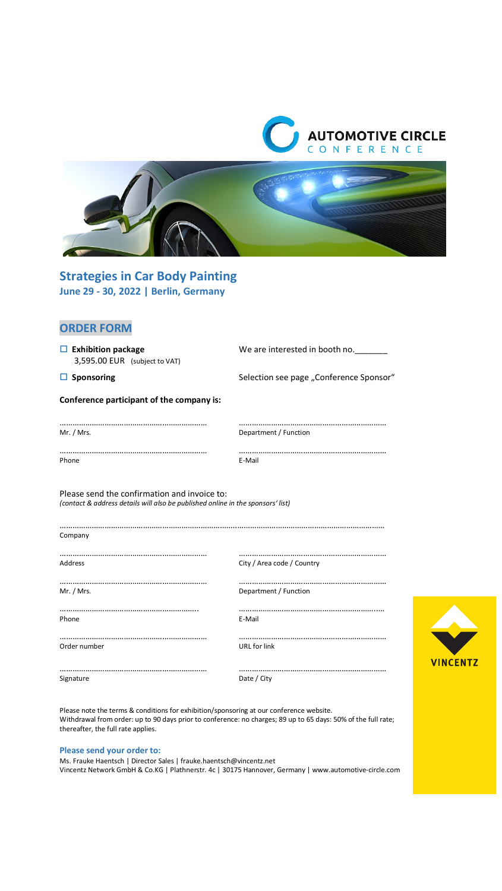# Strategies in Car Body Painting

**June 29 - 30, 2022 | Berlin, Germany**

## ORDER FORM

☐ **Exhibition package**
3,595.00 EUR (subject to VAT)

We are interested in booth no.\_\_\_\_\_\_\_

☐ **Sponsoring**

Selection see page „Conference Sponsor"

**Conference participant of the company is:**

| | |
|---|---|
| Mr. / Mrs. | Department / Function |
| Phone | E-Mail |

Please send the confirmation and invoice to:
*(contact & address details will also be published online in the sponsors' list)*

Company

| | |
|---|---|
| Address | City / Area code / Country |
| Mr. / Mrs. | Department / Function |
| Phone | E-Mail |
| Order number | URL for link |
| Signature | Date / City |

Please note the terms & conditions for exhibition/sponsoring at our conference website.
Withdrawal from order: up to 90 days prior to conference: no charges; 89 up to 65 days: 50% of the full rate; thereafter, the full rate applies.

**Please send your order to:**
Ms. Frauke Haentsch | Director Sales | frauke.haentsch@vincentz.net
Vincentz Network GmbH & Co.KG | Plathnerstr. 4c | 30175 Hannover, Germany | www.automotive-circle.com